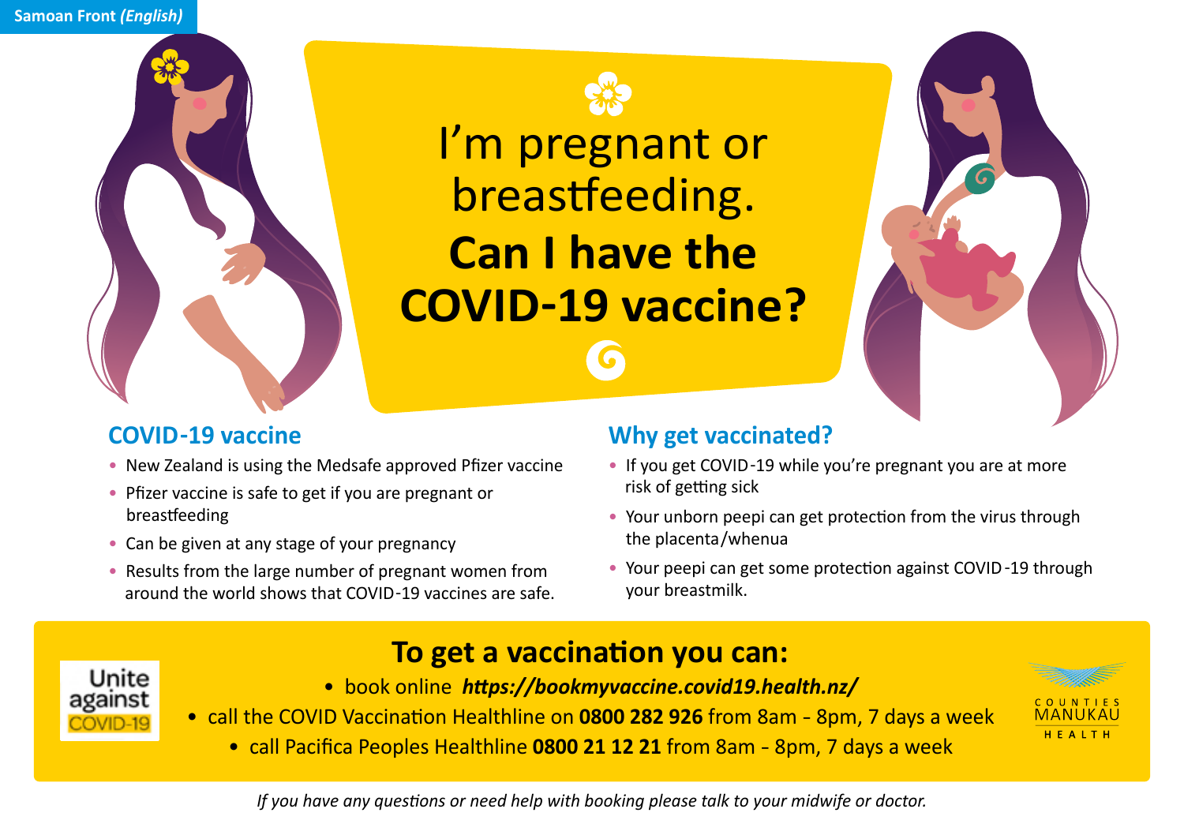Samoan Front *(English)*

# I'm pregnant or breastfeeding. **Can I have the COVID-19 vaccine?**

## COVID-19 vaccine

- New Zealand is using the Medsafe approved Pfizer vaccine
- Pfizer vaccine is safe to get if you are pregnant or breastfeeding
- Can be given at any stage of your pregnancy
- Results from the large number of pregnant women from around the world shows that COVID-19 vaccines are safe.

## Why get vaccinated?

- If you get COVID-19 while you're pregnant you are at more risk of getting sick
- Your unborn peepi can get protection from the virus through the placenta/whenua
- Your peepi can get some protection against COVID-19 through your breastmilk.

## To get a vaccination you can:

- book online ***https://bookmyvaccine.covid19.health.nz/***
- call the COVID Vaccination Healthline on **0800 282 926** from 8am - 8pm, 7 days a week
- call Pacifica Peoples Healthline **0800 21 12 21** from 8am - 8pm, 7 days a week

Unite against COVID-19

COUNTIES MANUKAU HEALTH

*If you have any questions or need help with booking please talk to your midwife or doctor.*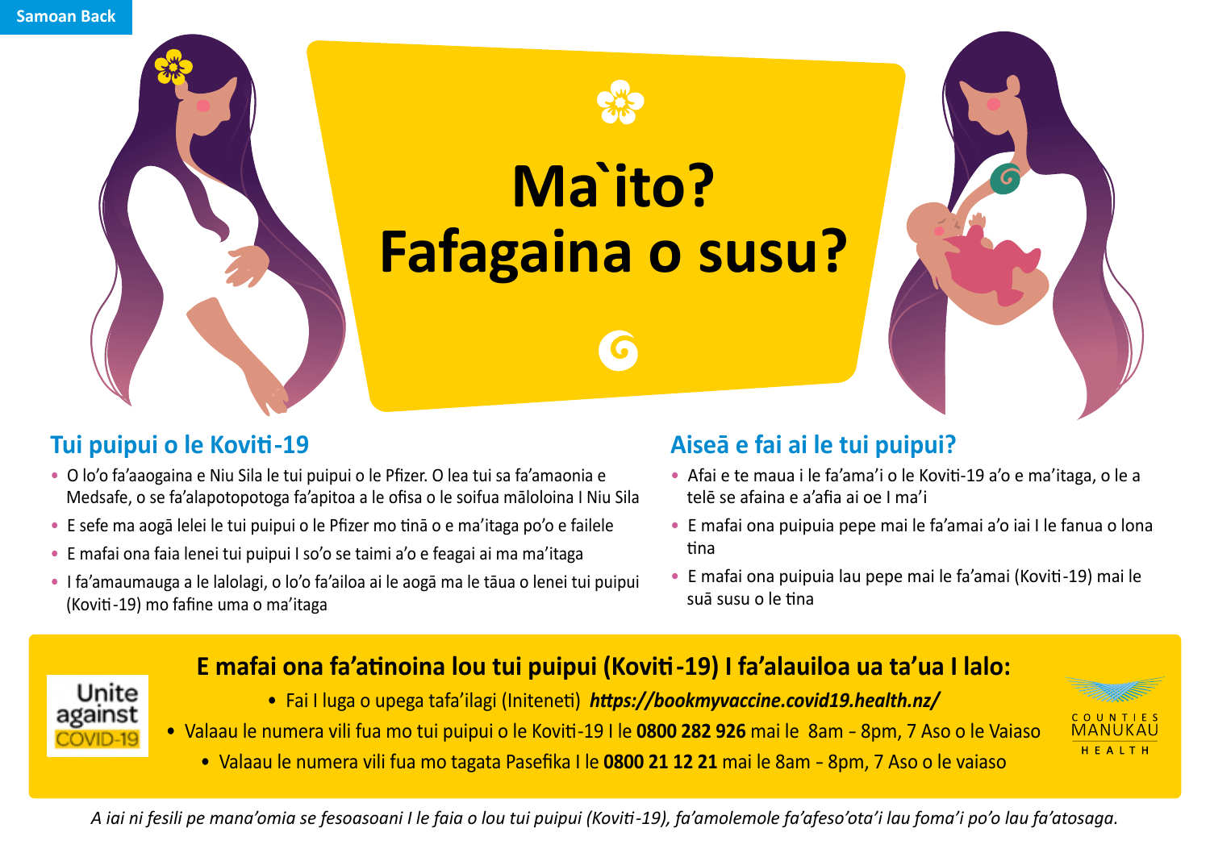Samoan Back

# Ma`ito? Fafagaina o susu?

## Tui puipui o le Koviti-19

- O lo'o fa'aogaina e Niu Sila le tui puipui o le Pfizer. O lea tui sa fa'amaonia e Medsafe, o se fa'alapotopotoga fa'apitoa a le ofisa o le soifua mālōloina I Niu Sila
- E sefe ma aogā lelei le tui puipui o le Pfizer mo tinā o e ma'itaga po'o e failele
- E mafai ona faia lenei tui puipui I so'o se taimi a'o e feagai ai ma ma'itaga
- I fa'amaumauga a le lalolagi, o lo'o fa'ailoa ai le aogā ma le tāua o lenei tui puipui (Koviti-19) mo fafine uma o ma'itaga

## Aiseā e fai ai le tui puipui?

- Afai e te maua i le fa'ama'i o le Koviti-19 a'o e ma'itaga, o le a telē se afaina e a'afia ai oe I ma'i
- E mafai ona puipuia pepe mai le fa'amai a'o iai I le fanua o lona tina
- E mafai ona puipuia lau pepe mai le fa'amai (Koviti-19) mai le suā susu o le tina

## E mafai ona fa'atinoina lou tui puipui (Koviti-19) I fa'alauiloa ua ta'ua I lalo:

- Fai I luga o upega tafa'ilagi (Initeneti) ***https://bookmyvaccine.covid19.health.nz/***
- Valaau le numera vili fua mo tui puipui o le Koviti-19 I le **0800 282 926** mai le 8am - 8pm, 7 Aso o le Vaiaso
- Valaau le numera vili fua mo tagata Pasefika I le **0800 21 12 21** mai le 8am - 8pm, 7 Aso o le vaiaso

Unite against COVID-19

COUNTIES MANUKAU HEALTH

*A iai ni fesili pe mana'omia se fesoasoani I le faia o lou tui puipui (Koviti-19), fa'amolemole fa'afeso'ota'i lau foma'i po'o lau fa'atosaga.*